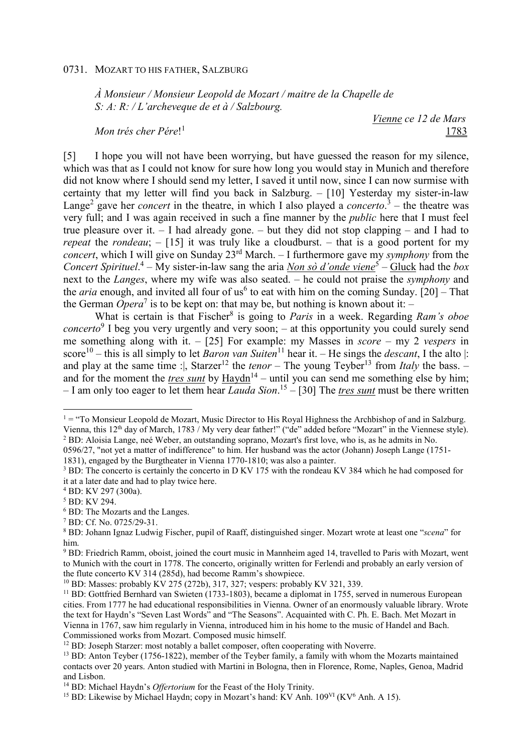0731. MOZART TO HIS FATHER, SALZBURG

*À Monsieur / Monsieur Leopold de Mozart / maitre de la Chapelle de S: A: R: / L'archeveque de et à / Salzbourg.*

*Vienne ce 12 de Mars 1783*

*Mon trés cher Pére*![1]

[5] I hope you will not have been worrying, but have guessed the reason for my silence, which was that as I could not know for sure how long you would stay in Munich and therefore did not know where I should send my letter, I saved it until now, since I can now surmise with certainty that my letter will find you back in Salzburg. – [10] Yesterday my sister-in-law Lange[2] gave her *concert* in the theatre, in which I also played a *concerto*.[3] – the theatre was very full; and I was again received in such a fine manner by the *public* here that I must feel true pleasure over it. – I had already gone. – but they did not stop clapping – and I had to *repeat* the *rondeau*; – [15] it was truly like a cloudburst. – that is a good portent for my *concert*, which I will give on Sunday 23[rd] March. – I furthermore gave my *symphony* from the *Concert Spirituel*.[4] – My sister-in-law sang the aria Non sò d'onde viene[5] – Gluck had the *box* next to the *Langes*, where my wife was also seated. – he could not praise the *symphony* and the *aria* enough, and invited all four of us[6] to eat with him on the coming Sunday. [20] – That the German *Opera*[7] is to be kept on: that may be, but nothing is known about it: –

What is certain is that Fischer[8] is going to *Paris* in a week. Regarding *Ram's oboe concerto*[9] I beg you very urgently and very soon; – at this opportunity you could surely send me something along with it. – [25] For example: my Masses in *score* – my 2 *vespers* in score[10] – this is all simply to let *Baron van Suiten*[11] hear it. – He sings the *descant*, I the alto |: and play at the same time :|, Starzer[12] the *tenor* – The young Teyber[13] from *Italy* the bass. – and for the moment the *tres sunt* by Haydn[14] – until you can send me something else by him; – I am only too eager to let them hear *Lauda Sion*.[15] – [30] The *tres sunt* must be there written

---

[1] = "To Monsieur Leopold de Mozart, Music Director to His Royal Highness the Archbishop of and in Salzburg. Vienna, this 12th day of March, 1783 / My very dear father!" ("de" added before "Mozart" in the Viennese style).

[2] BD: Aloisia Lange, neé Weber, an outstanding soprano, Mozart's first love, who is, as he admits in No. 0596/27, "not yet a matter of indifference" to him. Her husband was the actor (Johann) Joseph Lange (1751-1831), engaged by the Burgtheater in Vienna 1770-1810; was also a painter.

[3] BD: The concerto is certainly the concerto in D KV 175 with the rondeau KV 384 which he had composed for it at a later date and had to play twice here.

[4] BD: KV 297 (300a).

[5] BD: KV 294.

[6] BD: The Mozarts and the Langes.

[7] BD: Cf. No. 0725/29-31.

[8] BD: Johann Ignaz Ludwig Fischer, pupil of Raaff, distinguished singer. Mozart wrote at least one "*scena*" for him.

[9] BD: Friedrich Ramm, oboist, joined the court music in Mannheim aged 14, travelled to Paris with Mozart, went to Munich with the court in 1778. The concerto, originally written for Ferlendi and probably an early version of the flute concerto KV 314 (285d), had become Ramm's showpiece.

[10] BD: Masses: probably KV 275 (272b), 317, 327; vespers: probably KV 321, 339.

[11] BD: Gottfried Bernhard van Swieten (1733-1803), became a diplomat in 1755, served in numerous European cities. From 1777 he had educational responsibilities in Vienna. Owner of an enormously valuable library. Wrote the text for Haydn's "Seven Last Words" and "The Seasons". Acquainted with C. Ph. E. Bach. Met Mozart in Vienna in 1767, saw him regularly in Vienna, introduced him in his home to the music of Handel and Bach. Commissioned works from Mozart. Composed music himself.

[12] BD: Joseph Starzer: most notably a ballet composer, often cooperating with Noverre.

[13] BD: Anton Teyber (1756-1822), member of the Teyber family, a family with whom the Mozarts maintained contacts over 20 years. Anton studied with Martini in Bologna, then in Florence, Rome, Naples, Genoa, Madrid and Lisbon.

[14] BD: Michael Haydn's *Offertorium* for the Feast of the Holy Trinity.

[15] BD: Likewise by Michael Haydn; copy in Mozart's hand: KV Anh. 109[VI] (KV[6] Anh. A 15).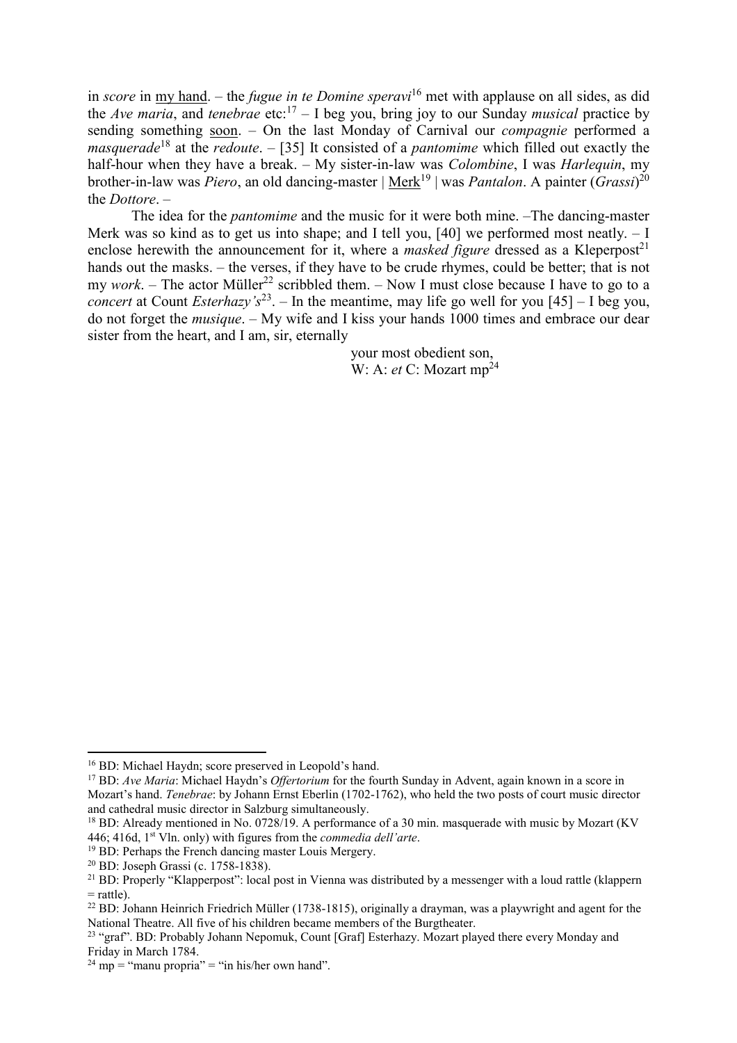in *score* in my hand. – the *fugue in te Domine speravi*[16] met with applause on all sides, as did the *Ave maria*, and *tenebrae* etc:[17] – I beg you, bring joy to our Sunday *musical* practice by sending something soon. – On the last Monday of Carnival our *compagnie* performed a *masquerade*[18] at the *redoute*. – [35] It consisted of a *pantomime* which filled out exactly the half-hour when they have a break. – My sister-in-law was *Colombine*, I was *Harlequin*, my brother-in-law was *Piero*, an old dancing-master | Merk[19] | was *Pantalon*. A painter (*Grassi*)[20] the *Dottore*. –

The idea for the *pantomime* and the music for it were both mine. –The dancing-master Merk was so kind as to get us into shape; and I tell you, [40] we performed most neatly. – I enclose herewith the announcement for it, where a *masked figure* dressed as a Kleperpost[21] hands out the masks. – the verses, if they have to be crude rhymes, could be better; that is not my *work*. – The actor Müller[22] scribbled them. – Now I must close because I have to go to a *concert* at Count *Esterhazy's*[23]. – In the meantime, may life go well for you [45] – I beg you, do not forget the *musique*. – My wife and I kiss your hands 1000 times and embrace our dear sister from the heart, and I am, sir, eternally

your most obedient son,
W: A: *et* C: Mozart mp[24]

---

[16] BD: Michael Haydn; score preserved in Leopold's hand.

[17] BD: *Ave Maria*: Michael Haydn's *Offertorium* for the fourth Sunday in Advent, again known in a score in Mozart's hand. *Tenebrae*: by Johann Ernst Eberlin (1702-1762), who held the two posts of court music director and cathedral music director in Salzburg simultaneously.

[18] BD: Already mentioned in No. 0728/19. A performance of a 30 min. masquerade with music by Mozart (KV 446; 416d, 1st Vln. only) with figures from the *commedia dell'arte*.

[19] BD: Perhaps the French dancing master Louis Mergery.

[20] BD: Joseph Grassi (c. 1758-1838).

[21] BD: Properly "Klapperpost": local post in Vienna was distributed by a messenger with a loud rattle (klappern = rattle).

[22] BD: Johann Heinrich Friedrich Müller (1738-1815), originally a drayman, was a playwright and agent for the National Theatre. All five of his children became members of the Burgtheater.

[23] "graf". BD: Probably Johann Nepomuk, Count [Graf] Esterhazy. Mozart played there every Monday and Friday in March 1784.

[24] mp = "manu propria" = "in his/her own hand".